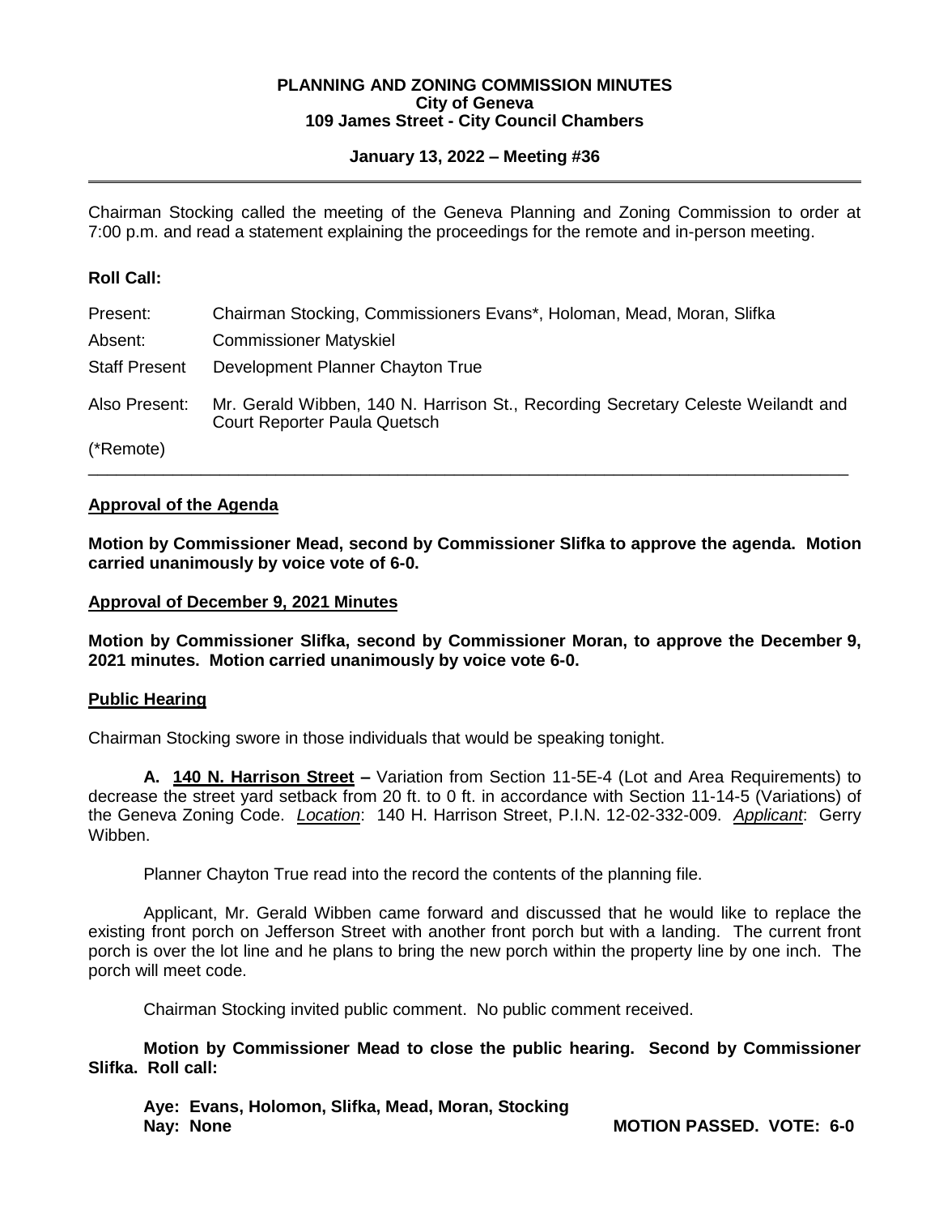**PLANNING AND ZONING COMMISSION MINUTES**
**City of Geneva**
**109 James Street - City Council Chambers**

**January 13, 2022 – Meeting #36**

---

Chairman Stocking called the meeting of the Geneva Planning and Zoning Commission to order at 7:00 p.m. and read a statement explaining the proceedings for the remote and in-person meeting.

**Roll Call:**

| | |
|---|---|
| Present: | Chairman Stocking, Commissioners Evans*, Holoman, Mead, Moran, Slifka |
| Absent: | Commissioner Matyskiel |
| Staff Present | Development Planner Chayton True |
| Also Present: | Mr. Gerald Wibben, 140 N. Harrison St., Recording Secretary Celeste Weilandt and Court Reporter Paula Quetsch |
| (*Remote) | |

---

**Approval of the Agenda**

**Motion by Commissioner Mead, second by Commissioner Slifka to approve the agenda. Motion carried unanimously by voice vote of 6-0.**

**Approval of December 9, 2021 Minutes**

**Motion by Commissioner Slifka, second by Commissioner Moran, to approve the December 9, 2021 minutes. Motion carried unanimously by voice vote 6-0.**

**Public Hearing**

Chairman Stocking swore in those individuals that would be speaking tonight.

**A. 140 N. Harrison Street –** Variation from Section 11-5E-4 (Lot and Area Requirements) to decrease the street yard setback from 20 ft. to 0 ft. in accordance with Section 11-14-5 (Variations) of the Geneva Zoning Code. *Location*: 140 H. Harrison Street, P.I.N. 12-02-332-009. *Applicant*: Gerry Wibben.

Planner Chayton True read into the record the contents of the planning file.

Applicant, Mr. Gerald Wibben came forward and discussed that he would like to replace the existing front porch on Jefferson Street with another front porch but with a landing. The current front porch is over the lot line and he plans to bring the new porch within the property line by one inch. The porch will meet code.

Chairman Stocking invited public comment. No public comment received.

**Motion by Commissioner Mead to close the public hearing. Second by Commissioner Slifka. Roll call:**

**Aye: Evans, Holomon, Slifka, Mead, Moran, Stocking**
**Nay: None** **MOTION PASSED. VOTE: 6-0**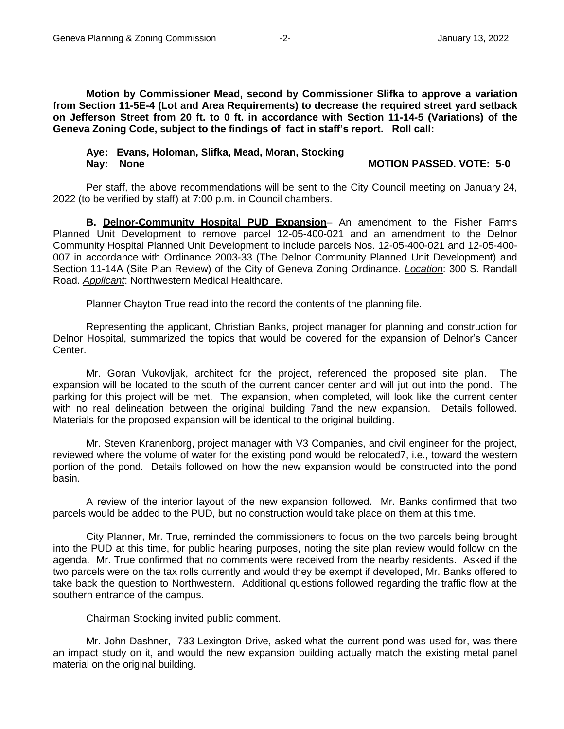**Motion by Commissioner Mead, second by Commissioner Slifka to approve a variation from Section 11-5E-4 (Lot and Area Requirements) to decrease the required street yard setback on Jefferson Street from 20 ft. to 0 ft. in accordance with Section 11-14-5 (Variations) of the Geneva Zoning Code, subject to the findings of fact in staff's report. Roll call:**

**Aye: Evans, Holoman, Slifka, Mead, Moran, Stocking**
**Nay: None** **MOTION PASSED. VOTE: 5-0**

Per staff, the above recommendations will be sent to the City Council meeting on January 24, 2022 (to be verified by staff) at 7:00 p.m. in Council chambers.

**B. <u>Delnor-Community Hospital PUD Expansion</u>**– An amendment to the Fisher Farms Planned Unit Development to remove parcel 12-05-400-021 and an amendment to the Delnor Community Hospital Planned Unit Development to include parcels Nos. 12-05-400-021 and 12-05-400-007 in accordance with Ordinance 2003-33 (The Delnor Community Planned Unit Development) and Section 11-14A (Site Plan Review) of the City of Geneva Zoning Ordinance. <u>*Location*</u>: 300 S. Randall Road. <u>*Applicant*</u>: Northwestern Medical Healthcare.

Planner Chayton True read into the record the contents of the planning file.

Representing the applicant, Christian Banks, project manager for planning and construction for Delnor Hospital, summarized the topics that would be covered for the expansion of Delnor's Cancer Center.

Mr. Goran Vukovljak, architect for the project, referenced the proposed site plan. The expansion will be located to the south of the current cancer center and will jut out into the pond. The parking for this project will be met. The expansion, when completed, will look like the current center with no real delineation between the original building 7and the new expansion. Details followed. Materials for the proposed expansion will be identical to the original building.

Mr. Steven Kranenborg, project manager with V3 Companies, and civil engineer for the project, reviewed where the volume of water for the existing pond would be relocated7, i.e., toward the western portion of the pond. Details followed on how the new expansion would be constructed into the pond basin.

A review of the interior layout of the new expansion followed. Mr. Banks confirmed that two parcels would be added to the PUD, but no construction would take place on them at this time.

City Planner, Mr. True, reminded the commissioners to focus on the two parcels being brought into the PUD at this time, for public hearing purposes, noting the site plan review would follow on the agenda. Mr. True confirmed that no comments were received from the nearby residents. Asked if the two parcels were on the tax rolls currently and would they be exempt if developed, Mr. Banks offered to take back the question to Northwestern. Additional questions followed regarding the traffic flow at the southern entrance of the campus.

Chairman Stocking invited public comment.

Mr. John Dashner, 733 Lexington Drive, asked what the current pond was used for, was there an impact study on it, and would the new expansion building actually match the existing metal panel material on the original building.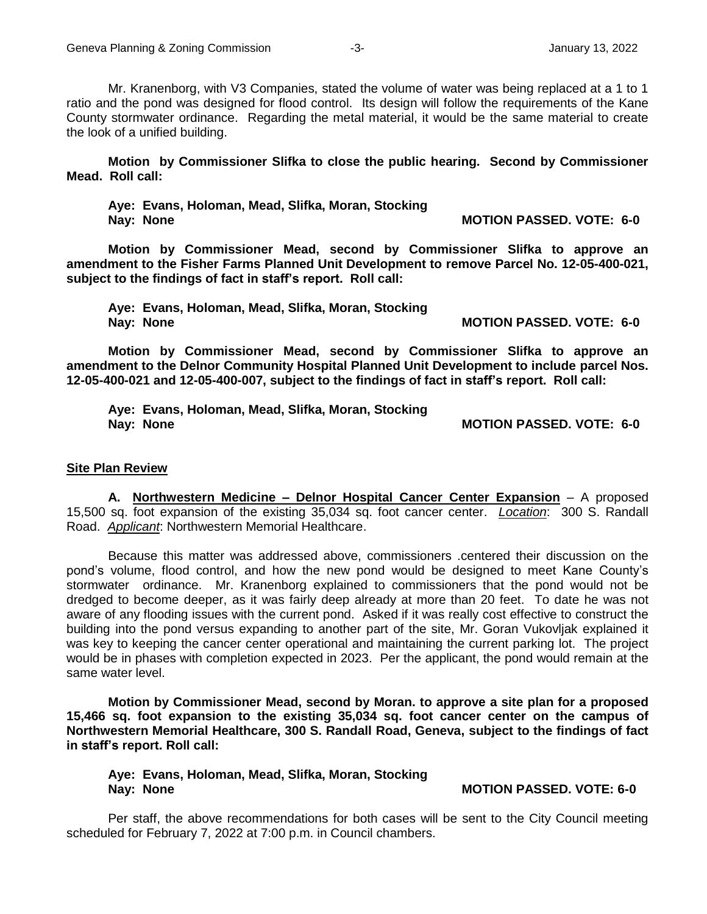Mr. Kranenborg, with V3 Companies, stated the volume of water was being replaced at a 1 to 1 ratio and the pond was designed for flood control. Its design will follow the requirements of the Kane County stormwater ordinance. Regarding the metal material, it would be the same material to create the look of a unified building.

**Motion by Commissioner Slifka to close the public hearing. Second by Commissioner Mead. Roll call:**

**Aye: Evans, Holoman, Mead, Slifka, Moran, Stocking**
**Nay: None** **MOTION PASSED. VOTE: 6-0**

**Motion by Commissioner Mead, second by Commissioner Slifka to approve an amendment to the Fisher Farms Planned Unit Development to remove Parcel No. 12-05-400-021, subject to the findings of fact in staff's report. Roll call:**

**Aye: Evans, Holoman, Mead, Slifka, Moran, Stocking**
**Nay: None** **MOTION PASSED. VOTE: 6-0**

**Motion by Commissioner Mead, second by Commissioner Slifka to approve an amendment to the Delnor Community Hospital Planned Unit Development to include parcel Nos. 12-05-400-021 and 12-05-400-007, subject to the findings of fact in staff's report. Roll call:**

**Aye: Evans, Holoman, Mead, Slifka, Moran, Stocking**
**Nay: None** **MOTION PASSED. VOTE: 6-0**

## Site Plan Review

**A. Northwestern Medicine – Delnor Hospital Cancer Center Expansion** – A proposed 15,500 sq. foot expansion of the existing 35,034 sq. foot cancer center. *Location*: 300 S. Randall Road. *Applicant*: Northwestern Memorial Healthcare.

Because this matter was addressed above, commissioners .centered their discussion on the pond's volume, flood control, and how the new pond would be designed to meet Kane County's stormwater ordinance. Mr. Kranenborg explained to commissioners that the pond would not be dredged to become deeper, as it was fairly deep already at more than 20 feet. To date he was not aware of any flooding issues with the current pond. Asked if it was really cost effective to construct the building into the pond versus expanding to another part of the site, Mr. Goran Vukovljak explained it was key to keeping the cancer center operational and maintaining the current parking lot. The project would be in phases with completion expected in 2023. Per the applicant, the pond would remain at the same water level.

**Motion by Commissioner Mead, second by Moran. to approve a site plan for a proposed 15,466 sq. foot expansion to the existing 35,034 sq. foot cancer center on the campus of Northwestern Memorial Healthcare, 300 S. Randall Road, Geneva, subject to the findings of fact in staff's report. Roll call:**

**Aye: Evans, Holoman, Mead, Slifka, Moran, Stocking**
**Nay: None** **MOTION PASSED. VOTE: 6-0**

Per staff, the above recommendations for both cases will be sent to the City Council meeting scheduled for February 7, 2022 at 7:00 p.m. in Council chambers.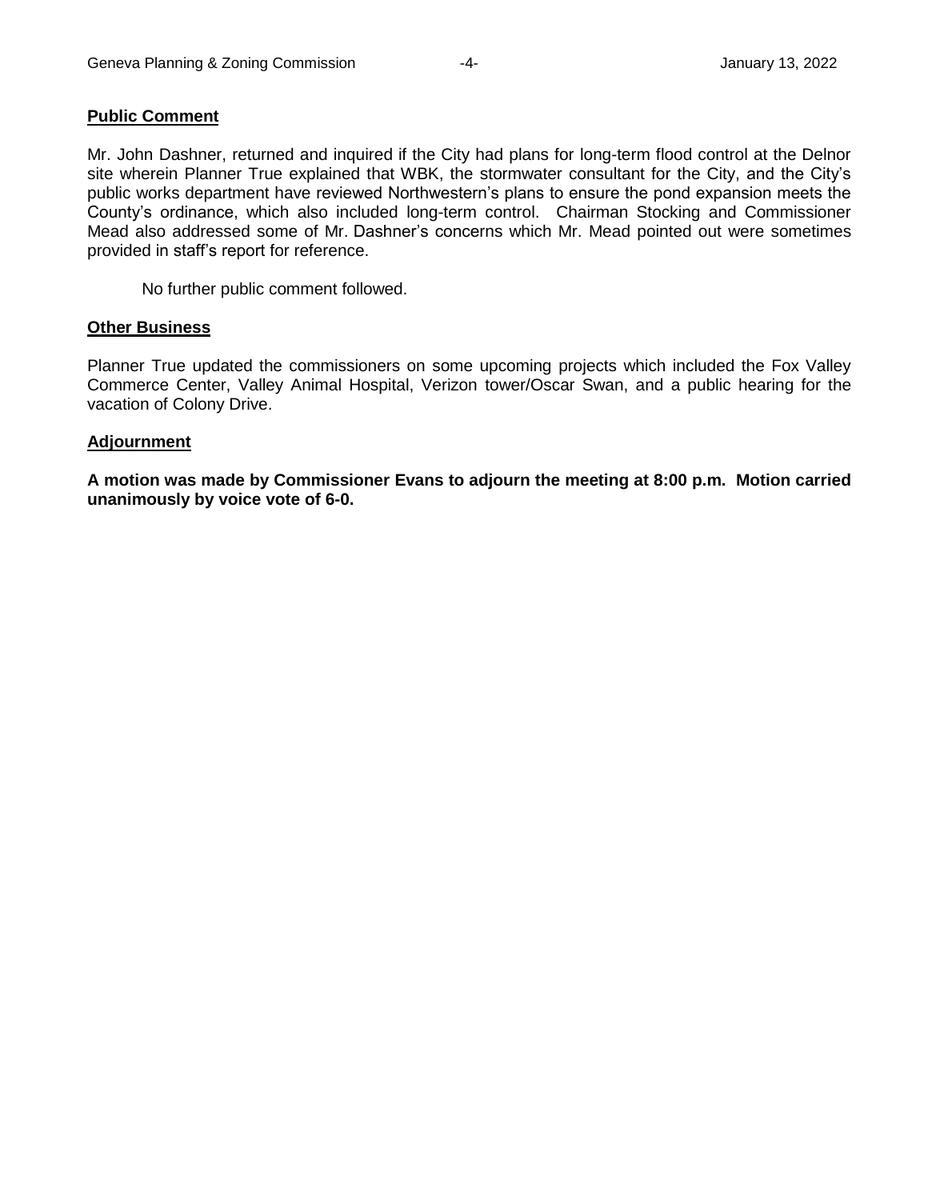**Public Comment**

Mr. John Dashner, returned and inquired if the City had plans for long-term flood control at the Delnor site wherein Planner True explained that WBK, the stormwater consultant for the City, and the City's public works department have reviewed Northwestern's plans to ensure the pond expansion meets the County's ordinance, which also included long-term control. Chairman Stocking and Commissioner Mead also addressed some of Mr. Dashner's concerns which Mr. Mead pointed out were sometimes provided in staff's report for reference.

No further public comment followed.

**Other Business**

Planner True updated the commissioners on some upcoming projects which included the Fox Valley Commerce Center, Valley Animal Hospital, Verizon tower/Oscar Swan, and a public hearing for the vacation of Colony Drive.

**Adjournment**

**A motion was made by Commissioner Evans to adjourn the meeting at 8:00 p.m. Motion carried unanimously by voice vote of 6-0.**